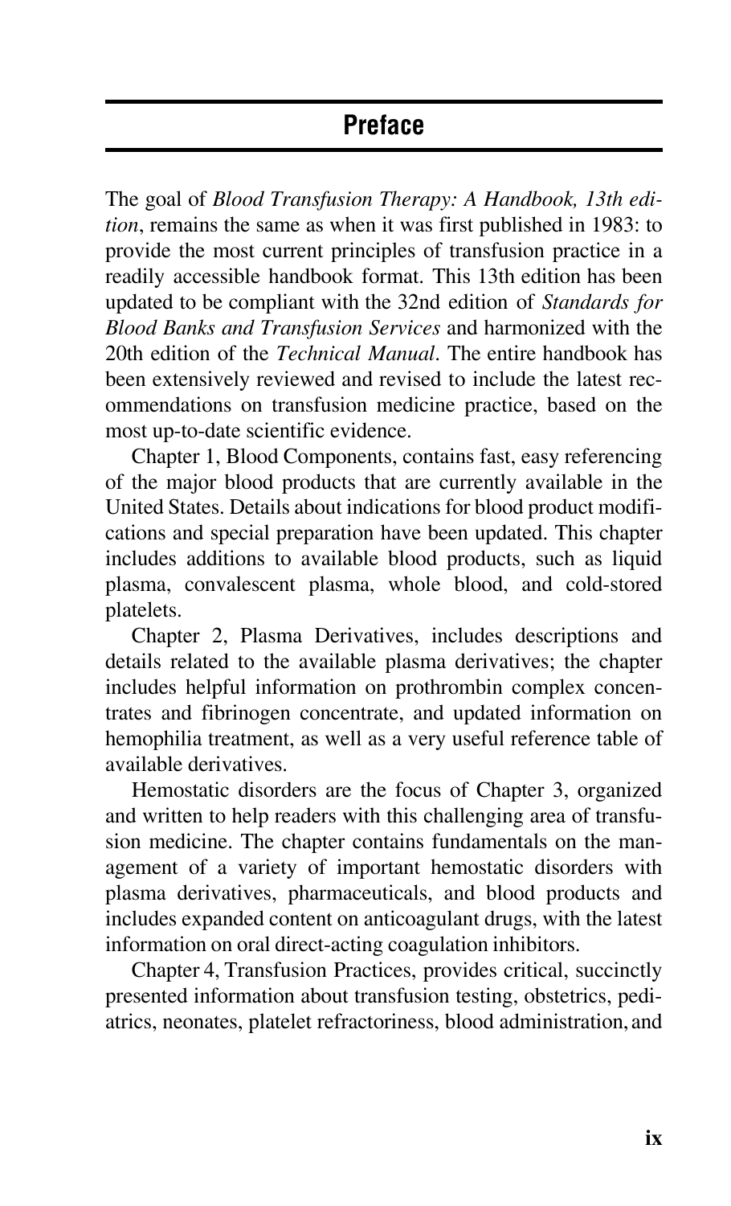# Preface

The goal of *Blood Transfusion Therapy: A Handbook, 13th edition*, remains the same as when it was first published in 1983: to provide the most current principles of transfusion practice in a readily accessible handbook format. This 13th edition has been updated to be compliant with the 32nd edition of *Standards for Blood Banks and Transfusion Services* and harmonized with the 20th edition of the *Technical Manual*. The entire handbook has been extensively reviewed and revised to include the latest recommendations on transfusion medicine practice, based on the most up-to-date scientific evidence.

Chapter 1, Blood Components, contains fast, easy referencing of the major blood products that are currently available in the United States. Details about indications for blood product modifications and special preparation have been updated. This chapter includes additions to available blood products, such as liquid plasma, convalescent plasma, whole blood, and cold-stored platelets.

Chapter 2, Plasma Derivatives, includes descriptions and details related to the available plasma derivatives; the chapter includes helpful information on prothrombin complex concentrates and fibrinogen concentrate, and updated information on hemophilia treatment, as well as a very useful reference table of available derivatives.

Hemostatic disorders are the focus of Chapter 3, organized and written to help readers with this challenging area of transfusion medicine. The chapter contains fundamentals on the management of a variety of important hemostatic disorders with plasma derivatives, pharmaceuticals, and blood products and includes expanded content on anticoagulant drugs, with the latest information on oral direct-acting coagulation inhibitors.

Chapter 4, Transfusion Practices, provides critical, succinctly presented information about transfusion testing, obstetrics, pediatrics, neonates, platelet refractoriness, blood administration, and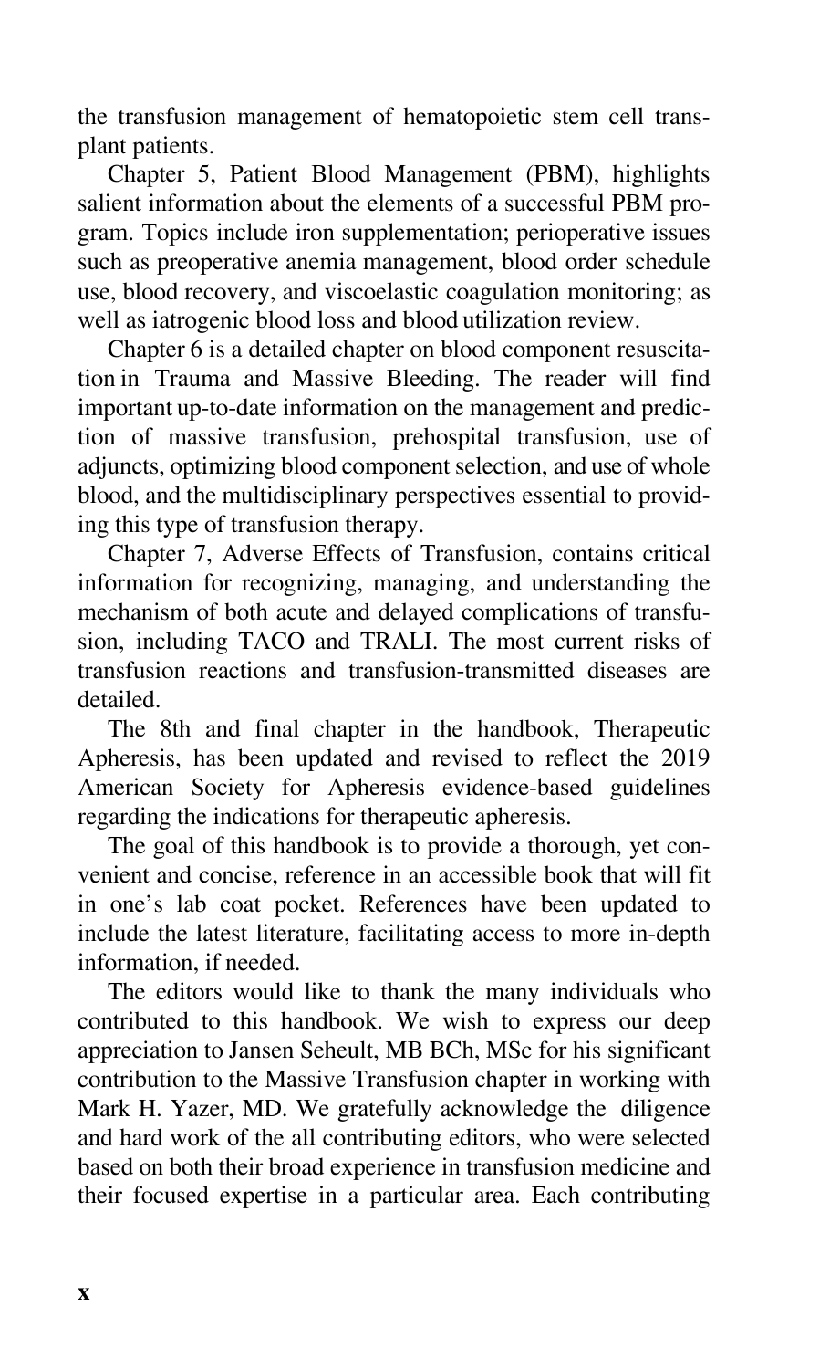the transfusion management of hematopoietic stem cell transplant patients.

Chapter 5, Patient Blood Management (PBM), highlights salient information about the elements of a successful PBM program. Topics include iron supplementation; perioperative issues such as preoperative anemia management, blood order schedule use, blood recovery, and viscoelastic coagulation monitoring; as well as iatrogenic blood loss and blood utilization review.

Chapter 6 is a detailed chapter on blood component resuscitation in Trauma and Massive Bleeding. The reader will find important up-to-date information on the management and prediction of massive transfusion, prehospital transfusion, use of adjuncts, optimizing blood component selection, and use of whole blood, and the multidisciplinary perspectives essential to providing this type of transfusion therapy.

Chapter 7, Adverse Effects of Transfusion, contains critical information for recognizing, managing, and understanding the mechanism of both acute and delayed complications of transfusion, including TACO and TRALI. The most current risks of transfusion reactions and transfusion-transmitted diseases are detailed.

The 8th and final chapter in the handbook, Therapeutic Apheresis, has been updated and revised to reflect the 2019 American Society for Apheresis evidence-based guidelines regarding the indications for therapeutic apheresis.

The goal of this handbook is to provide a thorough, yet convenient and concise, reference in an accessible book that will fit in one's lab coat pocket. References have been updated to include the latest literature, facilitating access to more in-depth information, if needed.

The editors would like to thank the many individuals who contributed to this handbook. We wish to express our deep appreciation to Jansen Seheult, MB BCh, MSc for his significant contribution to the Massive Transfusion chapter in working with Mark H. Yazer, MD. We gratefully acknowledge the diligence and hard work of the all contributing editors, who were selected based on both their broad experience in transfusion medicine and their focused expertise in a particular area. Each contributing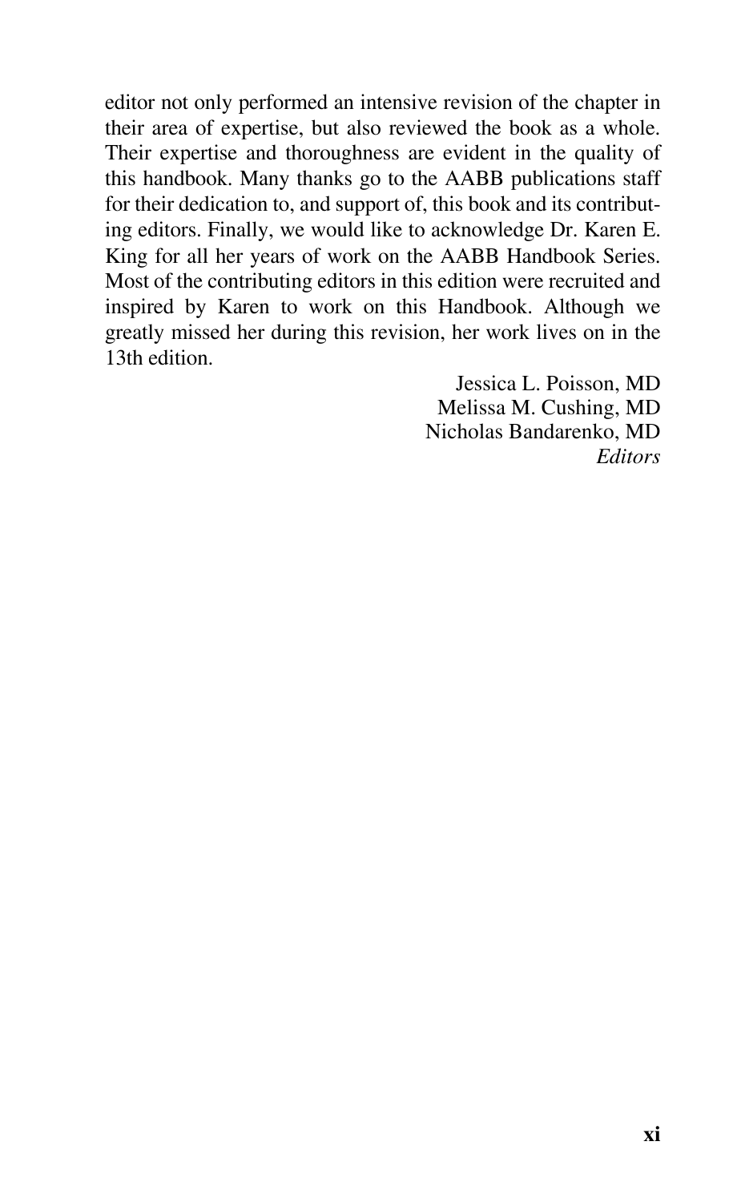editor not only performed an intensive revision of the chapter in their area of expertise, but also reviewed the book as a whole. Their expertise and thoroughness are evident in the quality of this handbook. Many thanks go to the AABB publications staff for their dedication to, and support of, this book and its contributing editors. Finally, we would like to acknowledge Dr. Karen E. King for all her years of work on the AABB Handbook Series. Most of the contributing editors in this edition were recruited and inspired by Karen to work on this Handbook. Although we greatly missed her during this revision, her work lives on in the 13th edition.

Jessica L. Poisson, MD
Melissa M. Cushing, MD
Nicholas Bandarenko, MD
*Editors*